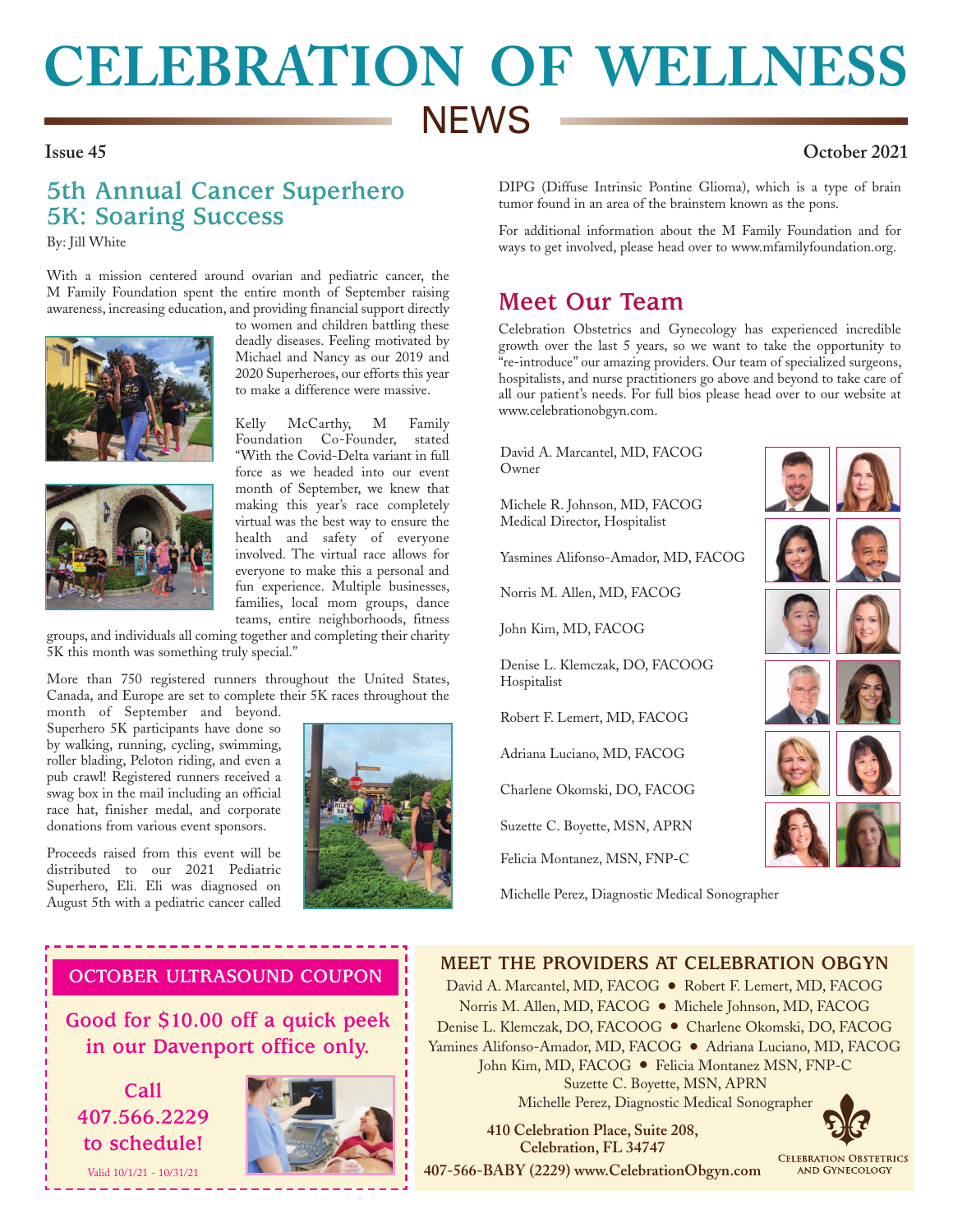# CELEBRATION OF WELLNESS NEWS

**Issue 45** **October 2021**

## 5th Annual Cancer Superhero 5K: Soaring Success

By: Jill White

With a mission centered around ovarian and pediatric cancer, the M Family Foundation spent the entire month of September raising awareness, increasing education, and providing financial support directly to women and children battling these deadly diseases. Feeling motivated by Michael and Nancy as our 2019 and 2020 Superheroes, our efforts this year to make a difference were massive.

Kelly McCarthy, M Family Foundation Co-Founder, stated "With the Covid-Delta variant in full force as we headed into our event month of September, we knew that making this year's race completely virtual was the best way to ensure the health and safety of everyone involved. The virtual race allows for everyone to make this a personal and fun experience. Multiple businesses, families, local mom groups, dance teams, entire neighborhoods, fitness groups, and individuals all coming together and completing their charity 5K this month was something truly special."

More than 750 registered runners throughout the United States, Canada, and Europe are set to complete their 5K races throughout the month of September and beyond. Superhero 5K participants have done so by walking, running, cycling, swimming, roller blading, Peloton riding, and even a pub crawl! Registered runners received a swag box in the mail including an official race hat, finisher medal, and corporate donations from various event sponsors.

Proceeds raised from this event will be distributed to our 2021 Pediatric Superhero, Eli. Eli was diagnosed on August 5th with a pediatric cancer called DIPG (Diffuse Intrinsic Pontine Glioma), which is a type of brain tumor found in an area of the brainstem known as the pons.

For additional information about the M Family Foundation and for ways to get involved, please head over to www.mfamilyfoundation.org.

## Meet Our Team

Celebration Obstetrics and Gynecology has experienced incredible growth over the last 5 years, so we want to take the opportunity to "re-introduce" our amazing providers. Our team of specialized surgeons, hospitalists, and nurse practitioners go above and beyond to take care of all our patient's needs. For full bios please head over to our website at www.celebrationobgyn.com.

David A. Marcantel, MD, FACOG
Owner

Michele R. Johnson, MD, FACOG
Medical Director, Hospitalist

Yasmines Alifonso-Amador, MD, FACOG

Norris M. Allen, MD, FACOG

John Kim, MD, FACOG

Denise L. Klemczak, DO, FACOOG
Hospitalist

Robert F. Lemert, MD, FACOG

Adriana Luciano, MD, FACOG

Charlene Okomski, DO, FACOG

Suzette C. Boyette, MSN, APRN

Felicia Montanez, MSN, FNP-C

Michelle Perez, Diagnostic Medical Sonographer

### OCTOBER ULTRASOUND COUPON

**Good for $10.00 off a quick peek in our Davenport office only.**

**Call 407.566.2229 to schedule!**

Valid 10/1/21 - 10/31/21

### MEET THE PROVIDERS AT CELEBRATION OBGYN

David A. Marcantel, MD, FACOG • Robert F. Lemert, MD, FACOG
Norris M. Allen, MD, FACOG • Michele Johnson, MD, FACOG
Denise L. Klemczak, DO, FACOOG • Charlene Okomski, DO, FACOG
Yamines Alifonso-Amador, MD, FACOG • Adriana Luciano, MD, FACOG
John Kim, MD, FACOG • Felicia Montanez MSN, FNP-C
Suzette C. Boyette, MSN, APRN
Michelle Perez, Diagnostic Medical Sonographer

**410 Celebration Place, Suite 208,**
**Celebration, FL 34747**

**407-566-BABY (2229) www.CelebrationObgyn.com**

Celebration Obstetrics and Gynecology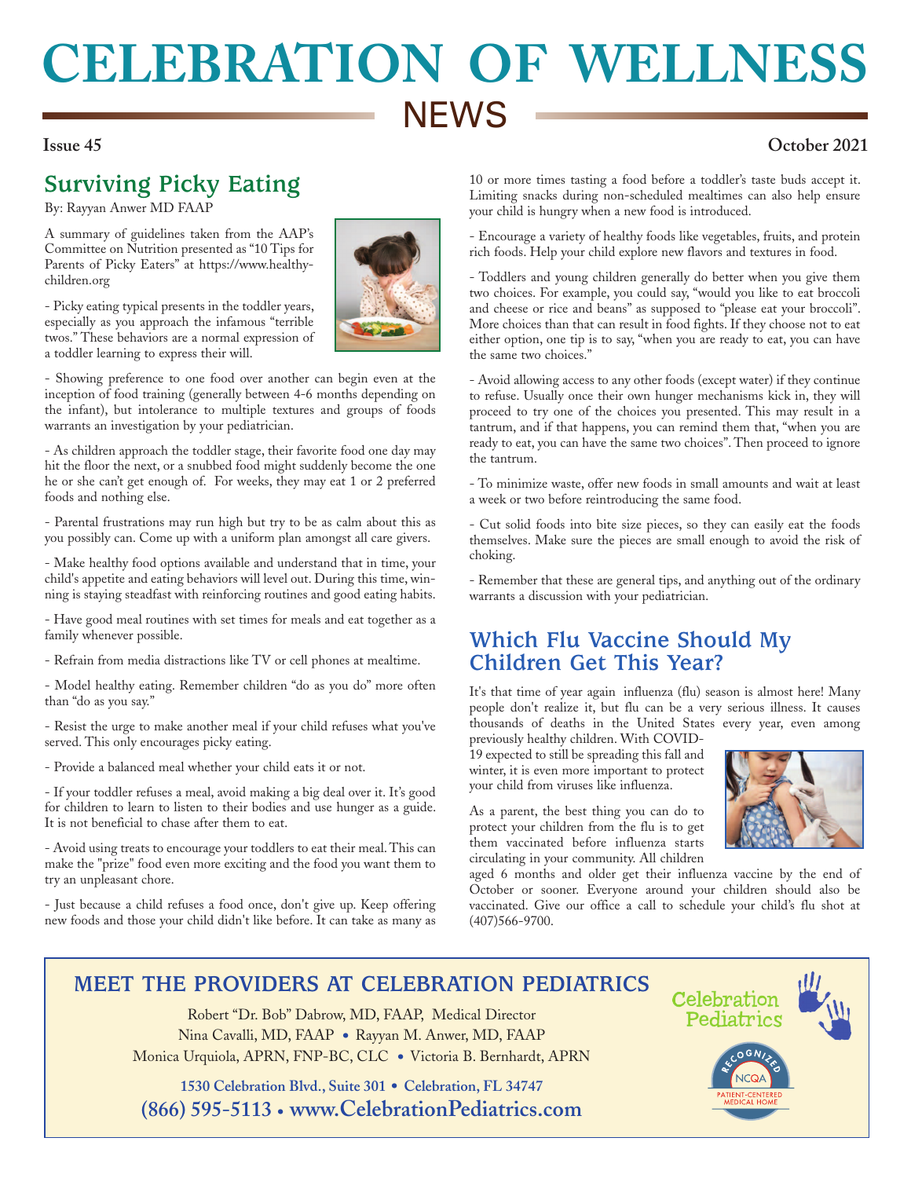# CELEBRATION OF WELLNESS NEWS

**Issue 45** **October 2021**

## Surviving Picky Eating

By: Rayyan Anwer MD FAAP

A summary of guidelines taken from the AAP's Committee on Nutrition presented as "10 Tips for Parents of Picky Eaters" at https://www.healthy-children.org

- Picky eating typical presents in the toddler years, especially as you approach the infamous "terrible twos." These behaviors are a normal expression of a toddler learning to express their will.

- Showing preference to one food over another can begin even at the inception of food training (generally between 4-6 months depending on the infant), but intolerance to multiple textures and groups of foods warrants an investigation by your pediatrician.

- As children approach the toddler stage, their favorite food one day may hit the floor the next, or a snubbed food might suddenly become the one he or she can't get enough of. For weeks, they may eat 1 or 2 preferred foods and nothing else.

- Parental frustrations may run high but try to be as calm about this as you possibly can. Come up with a uniform plan amongst all care givers.

- Make healthy food options available and understand that in time, your child's appetite and eating behaviors will level out. During this time, winning is staying steadfast with reinforcing routines and good eating habits.

- Have good meal routines with set times for meals and eat together as a family whenever possible.

- Refrain from media distractions like TV or cell phones at mealtime.

- Model healthy eating. Remember children "do as you do" more often than "do as you say."

- Resist the urge to make another meal if your child refuses what you've served. This only encourages picky eating.

- Provide a balanced meal whether your child eats it or not.

- If your toddler refuses a meal, avoid making a big deal over it. It's good for children to learn to listen to their bodies and use hunger as a guide. It is not beneficial to chase after them to eat.

- Avoid using treats to encourage your toddlers to eat their meal. This can make the "prize" food even more exciting and the food you want them to try an unpleasant chore.

- Just because a child refuses a food once, don't give up. Keep offering new foods and those your child didn't like before. It can take as many as 10 or more times tasting a food before a toddler's taste buds accept it. Limiting snacks during non-scheduled mealtimes can also help ensure your child is hungry when a new food is introduced.

- Encourage a variety of healthy foods like vegetables, fruits, and protein rich foods. Help your child explore new flavors and textures in food.

- Toddlers and young children generally do better when you give them two choices. For example, you could say, "would you like to eat broccoli and cheese or rice and beans" as supposed to "please eat your broccoli". More choices than that can result in food fights. If they choose not to eat either option, one tip is to say, "when you are ready to eat, you can have the same two choices."

- Avoid allowing access to any other foods (except water) if they continue to refuse. Usually once their own hunger mechanisms kick in, they will proceed to try one of the choices you presented. This may result in a tantrum, and if that happens, you can remind them that, "when you are ready to eat, you can have the same two choices". Then proceed to ignore the tantrum.

- To minimize waste, offer new foods in small amounts and wait at least a week or two before reintroducing the same food.

- Cut solid foods into bite size pieces, so they can easily eat the foods themselves. Make sure the pieces are small enough to avoid the risk of choking.

- Remember that these are general tips, and anything out of the ordinary warrants a discussion with your pediatrician.

## Which Flu Vaccine Should My Children Get This Year?

It's that time of year again influenza (flu) season is almost here! Many people don't realize it, but flu can be a very serious illness. It causes thousands of deaths in the United States every year, even among previously healthy children. With COVID-19 expected to still be spreading this fall and winter, it is even more important to protect your child from viruses like influenza.

As a parent, the best thing you can do to protect your children from the flu is to get them vaccinated before influenza starts circulating in your community. All children aged 6 months and older get their influenza vaccine by the end of October or sooner. Everyone around your children should also be vaccinated. Give our office a call to schedule your child's flu shot at (407)566-9700.

## MEET THE PROVIDERS AT CELEBRATION PEDIATRICS

Robert "Dr. Bob" Dabrow, MD, FAAP, Medical Director
Nina Cavalli, MD, FAAP • Rayyan M. Anwer, MD, FAAP
Monica Urquiola, APRN, FNP-BC, CLC • Victoria B. Bernhardt, APRN

**1530 Celebration Blvd., Suite 301 • Celebration, FL 34747**
**(866) 595-5113 • www.CelebrationPediatrics.com**

Celebration Pediatrics

RECOGNIZED NCQA PATIENT-CENTERED MEDICAL HOME